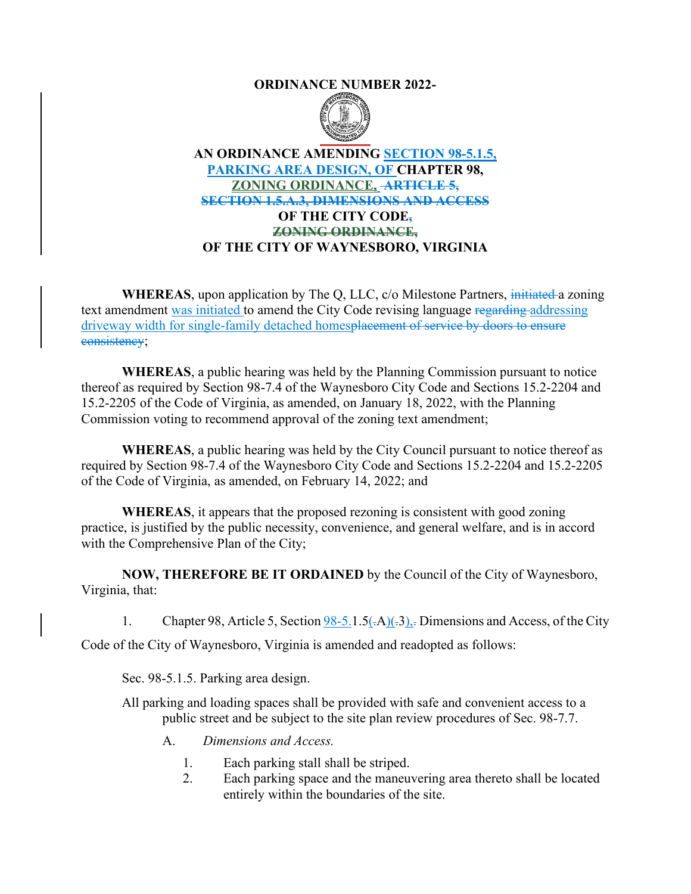# ORDINANCE NUMBER 2022-

**AN ORDINANCE AMENDING SECTION 98-5.1.5, PARKING AREA DESIGN, OF CHAPTER 98, ZONING ORDINANCE, ~~ARTICLE 5, SECTION 1.5.A.3, DIMENSIONS AND ACCESS~~ OF THE CITY CODE~~,~~ ~~ZONING ORDINANCE,~~ OF THE CITY OF WAYNESBORO, VIRGINIA**

**WHEREAS**, upon application by The Q, LLC, c/o Milestone Partners, ~~initiated~~ a zoning text amendment was initiated to amend the City Code revising language ~~regarding~~ addressing driveway width for single-family detached homes~~placement of service by doors to ensure consistency~~;

**WHEREAS**, a public hearing was held by the Planning Commission pursuant to notice thereof as required by Section 98-7.4 of the Waynesboro City Code and Sections 15.2-2204 and 15.2-2205 of the Code of Virginia, as amended, on January 18, 2022, with the Planning Commission voting to recommend approval of the zoning text amendment;

**WHEREAS**, a public hearing was held by the City Council pursuant to notice thereof as required by Section 98-7.4 of the Waynesboro City Code and Sections 15.2-2204 and 15.2-2205 of the Code of Virginia, as amended, on February 14, 2022; and

**WHEREAS**, it appears that the proposed rezoning is consistent with good zoning practice, is justified by the public necessity, convenience, and general welfare, and is in accord with the Comprehensive Plan of the City;

**NOW, THEREFORE BE IT ORDAINED** by the Council of the City of Waynesboro, Virginia, that:

1. Chapter 98, Article 5, Section 98-5.1.5(~~.~~A)(~~.~~3)~~.~~, Dimensions and Access, of the City Code of the City of Waynesboro, Virginia is amended and readopted as follows:

Sec. 98-5.1.5. Parking area design.

All parking and loading spaces shall be provided with safe and convenient access to a public street and be subject to the site plan review procedures of Sec. 98-7.7.

A. *Dimensions and Access.*

1. Each parking stall shall be striped.
2. Each parking space and the maneuvering area thereto shall be located entirely within the boundaries of the site.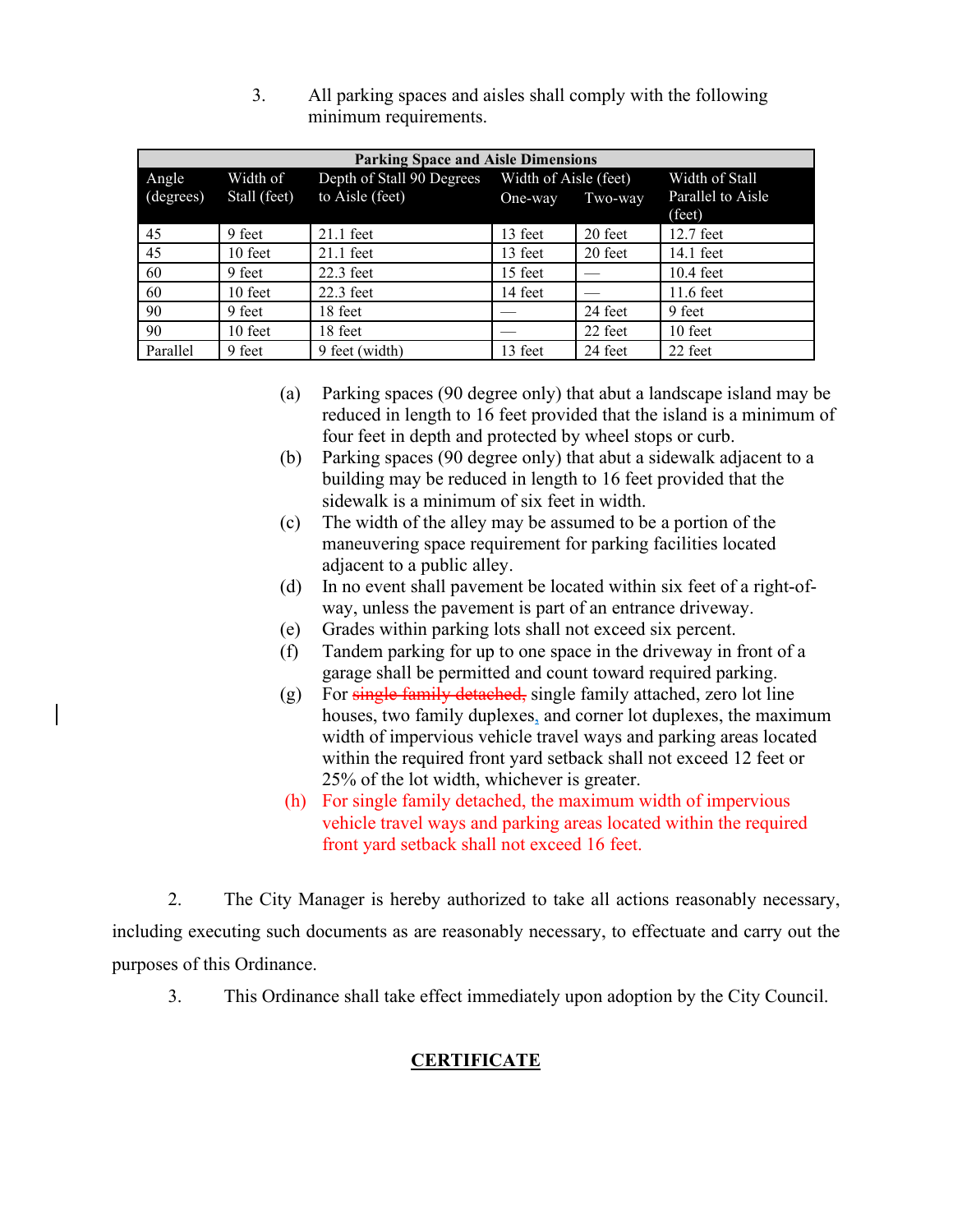3. All parking spaces and aisles shall comply with the following minimum requirements.

| Parking Space and Aisle Dimensions | | | | | |
|---|---|---|---|---|---|
| Angle (degrees) | Width of Stall (feet) | Depth of Stall 90 Degrees to Aisle (feet) | Width of Aisle (feet) One-way | Two-way | Width of Stall Parallel to Aisle (feet) |
| 45 | 9 feet | 21.1 feet | 13 feet | 20 feet | 12.7 feet |
| 45 | 10 feet | 21.1 feet | 13 feet | 20 feet | 14.1 feet |
| 60 | 9 feet | 22.3 feet | 15 feet | — | 10.4 feet |
| 60 | 10 feet | 22.3 feet | 14 feet | — | 11.6 feet |
| 90 | 9 feet | 18 feet | — | 24 feet | 9 feet |
| 90 | 10 feet | 18 feet | — | 22 feet | 10 feet |
| Parallel | 9 feet | 9 feet (width) | 13 feet | 24 feet | 22 feet |

(a) Parking spaces (90 degree only) that abut a landscape island may be reduced in length to 16 feet provided that the island is a minimum of four feet in depth and protected by wheel stops or curb.

(b) Parking spaces (90 degree only) that abut a sidewalk adjacent to a building may be reduced in length to 16 feet provided that the sidewalk is a minimum of six feet in width.

(c) The width of the alley may be assumed to be a portion of the maneuvering space requirement for parking facilities located adjacent to a public alley.

(d) In no event shall pavement be located within six feet of a right-of-way, unless the pavement is part of an entrance driveway.

(e) Grades within parking lots shall not exceed six percent.

(f) Tandem parking for up to one space in the driveway in front of a garage shall be permitted and count toward required parking.

(g) For ~~single family detached,~~ single family attached, zero lot line houses, two family duplexes, and corner lot duplexes, the maximum width of impervious vehicle travel ways and parking areas located within the required front yard setback shall not exceed 12 feet or 25% of the lot width, whichever is greater.

(h) For single family detached, the maximum width of impervious vehicle travel ways and parking areas located within the required front yard setback shall not exceed 16 feet.

2. The City Manager is hereby authorized to take all actions reasonably necessary, including executing such documents as are reasonably necessary, to effectuate and carry out the purposes of this Ordinance.

3. This Ordinance shall take effect immediately upon adoption by the City Council.

**CERTIFICATE**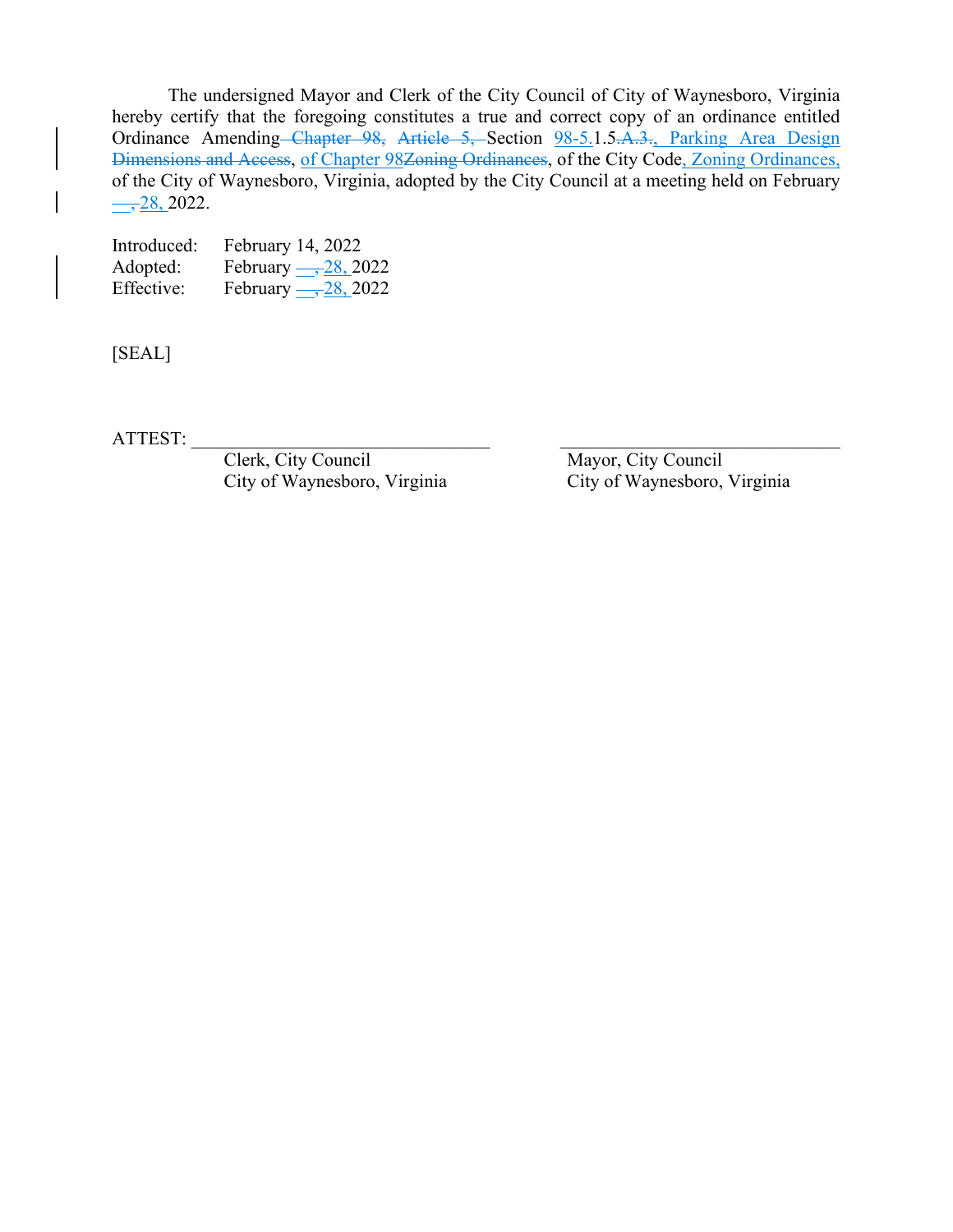The undersigned Mayor and Clerk of the City Council of City of Waynesboro, Virginia hereby certify that the foregoing constitutes a true and correct copy of an ordinance entitled Ordinance Amending~~ Chapter 98,~~ ~~Article 5,~~ Section 98-5.1.5~~.A.3., Parking Area Design Dimensions and Access~~, of Chapter 98~~Zoning Ordinances~~, of the City Code, Zoning Ordinances, of the City of Waynesboro, Virginia, adopted by the City Council at a meeting held on February ~~__,~~ 28, 2022.

| | |
|---|---|
| Introduced: | February 14, 2022 |
| Adopted: | February ~~__,~~ 28, 2022 |
| Effective: | February ~~__,~~ 28, 2022 |

[SEAL]

ATTEST: ______________________________ ______________________________

Clerk, City Council
City of Waynesboro, Virginia

Mayor, City Council
City of Waynesboro, Virginia